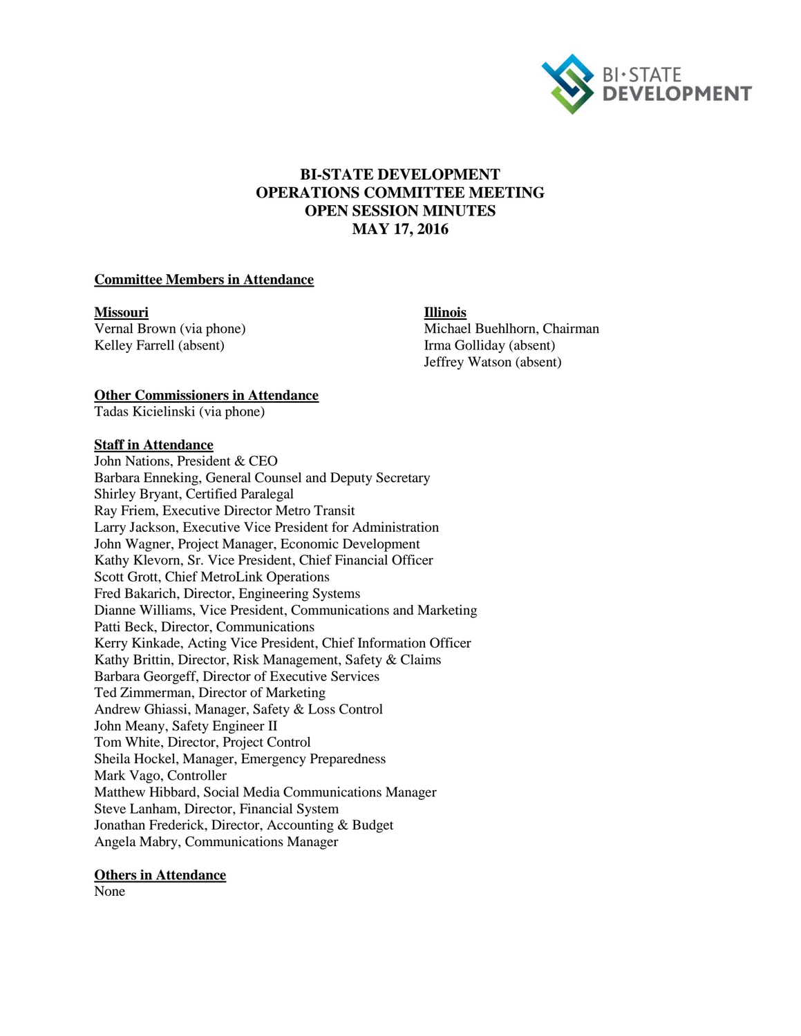# BI-STATE DEVELOPMENT
# OPERATIONS COMMITTEE MEETING
# OPEN SESSION MINUTES
# MAY 17, 2016

**Committee Members in Attendance**

**Missouri**
Vernal Brown (via phone)
Kelley Farrell (absent)

**Illinois**
Michael Buehlhorn, Chairman
Irma Golliday (absent)
Jeffrey Watson (absent)

**Other Commissioners in Attendance**
Tadas Kicielinski (via phone)

**Staff in Attendance**
John Nations, President & CEO
Barbara Enneking, General Counsel and Deputy Secretary
Shirley Bryant, Certified Paralegal
Ray Friem, Executive Director Metro Transit
Larry Jackson, Executive Vice President for Administration
John Wagner, Project Manager, Economic Development
Kathy Klevorn, Sr. Vice President, Chief Financial Officer
Scott Grott, Chief MetroLink Operations
Fred Bakarich, Director, Engineering Systems
Dianne Williams, Vice President, Communications and Marketing
Patti Beck, Director, Communications
Kerry Kinkade, Acting Vice President, Chief Information Officer
Kathy Brittin, Director, Risk Management, Safety & Claims
Barbara Georgeff, Director of Executive Services
Ted Zimmerman, Director of Marketing
Andrew Ghiassi, Manager, Safety & Loss Control
John Meany, Safety Engineer II
Tom White, Director, Project Control
Sheila Hockel, Manager, Emergency Preparedness
Mark Vago, Controller
Matthew Hibbard, Social Media Communications Manager
Steve Lanham, Director, Financial System
Jonathan Frederick, Director, Accounting & Budget
Angela Mabry, Communications Manager

**Others in Attendance**
None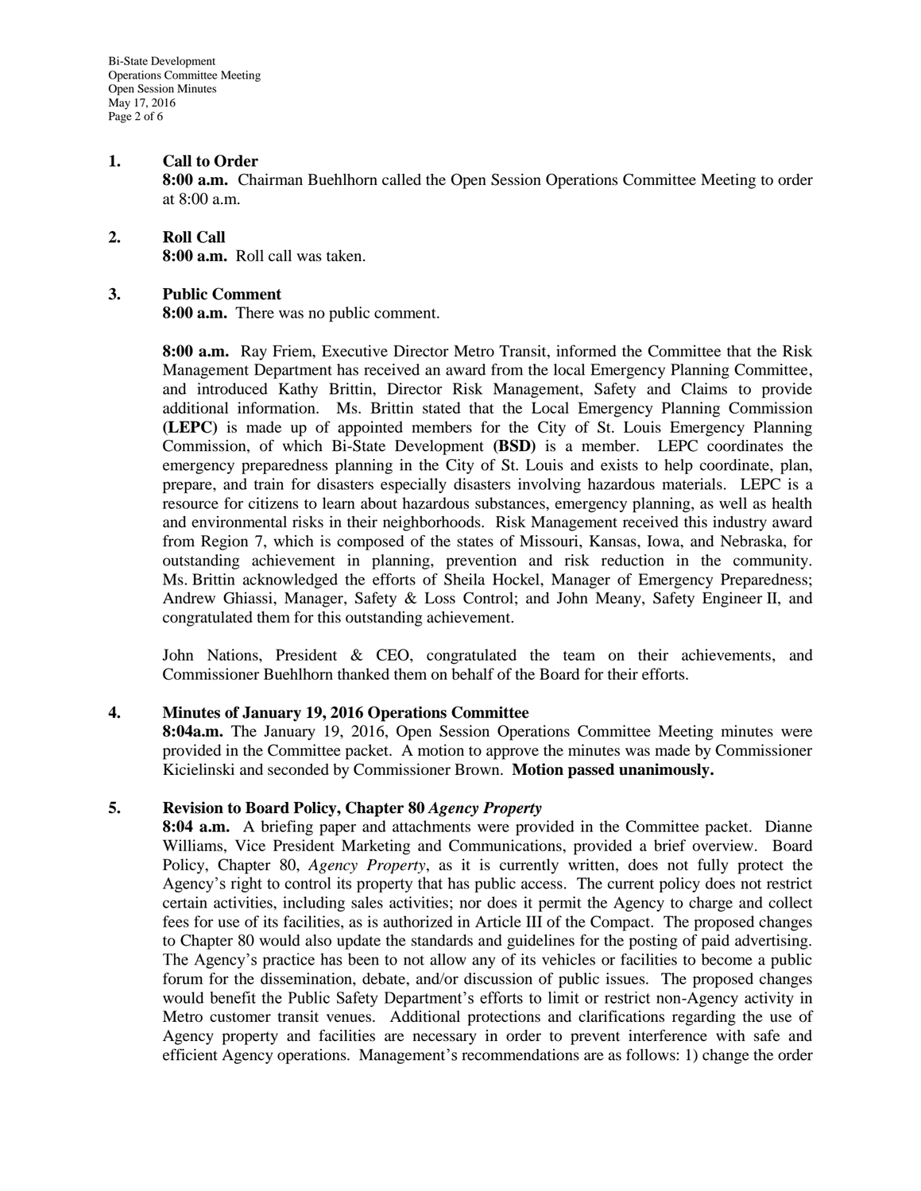## 1. Call to Order

**8:00 a.m.** Chairman Buehlhorn called the Open Session Operations Committee Meeting to order at 8:00 a.m.

## 2. Roll Call

**8:00 a.m.** Roll call was taken.

## 3. Public Comment

**8:00 a.m.** There was no public comment.

**8:00 a.m.** Ray Friem, Executive Director Metro Transit, informed the Committee that the Risk Management Department has received an award from the local Emergency Planning Committee, and introduced Kathy Brittin, Director Risk Management, Safety and Claims to provide additional information. Ms. Brittin stated that the Local Emergency Planning Commission **(LEPC)** is made up of appointed members for the City of St. Louis Emergency Planning Commission, of which Bi-State Development **(BSD)** is a member. LEPC coordinates the emergency preparedness planning in the City of St. Louis and exists to help coordinate, plan, prepare, and train for disasters especially disasters involving hazardous materials. LEPC is a resource for citizens to learn about hazardous substances, emergency planning, as well as health and environmental risks in their neighborhoods. Risk Management received this industry award from Region 7, which is composed of the states of Missouri, Kansas, Iowa, and Nebraska, for outstanding achievement in planning, prevention and risk reduction in the community. Ms. Brittin acknowledged the efforts of Sheila Hockel, Manager of Emergency Preparedness; Andrew Ghiassi, Manager, Safety & Loss Control; and John Meany, Safety Engineer II, and congratulated them for this outstanding achievement.

John Nations, President & CEO, congratulated the team on their achievements, and Commissioner Buehlhorn thanked them on behalf of the Board for their efforts.

## 4. Minutes of January 19, 2016 Operations Committee

**8:04a.m.** The January 19, 2016, Open Session Operations Committee Meeting minutes were provided in the Committee packet. A motion to approve the minutes was made by Commissioner Kicielinski and seconded by Commissioner Brown. **Motion passed unanimously.**

## 5. Revision to Board Policy, Chapter 80 *Agency Property*

**8:04 a.m.** A briefing paper and attachments were provided in the Committee packet. Dianne Williams, Vice President Marketing and Communications, provided a brief overview. Board Policy, Chapter 80, *Agency Property*, as it is currently written, does not fully protect the Agency's right to control its property that has public access. The current policy does not restrict certain activities, including sales activities; nor does it permit the Agency to charge and collect fees for use of its facilities, as is authorized in Article III of the Compact. The proposed changes to Chapter 80 would also update the standards and guidelines for the posting of paid advertising. The Agency's practice has been to not allow any of its vehicles or facilities to become a public forum for the dissemination, debate, and/or discussion of public issues. The proposed changes would benefit the Public Safety Department's efforts to limit or restrict non-Agency activity in Metro customer transit venues. Additional protections and clarifications regarding the use of Agency property and facilities are necessary in order to prevent interference with safe and efficient Agency operations. Management's recommendations are as follows: 1) change the order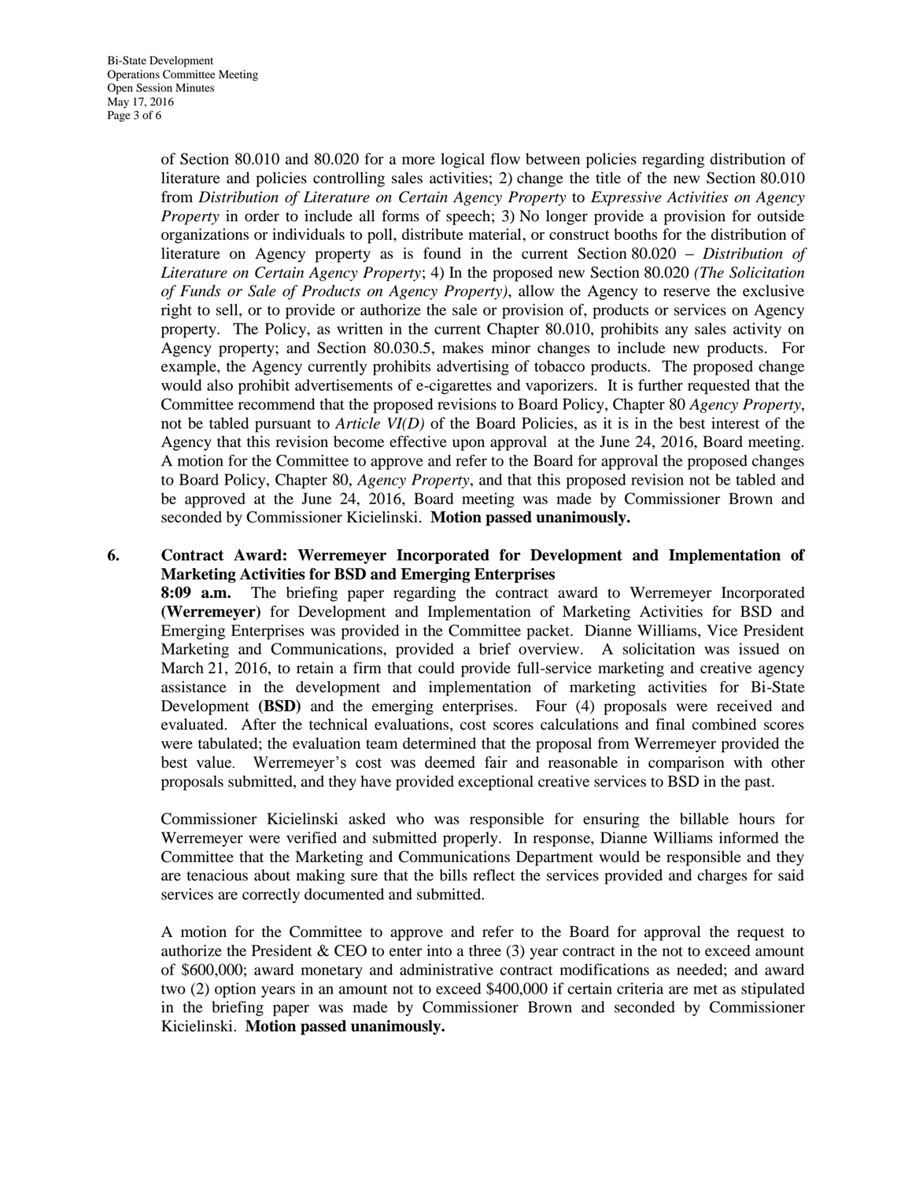of Section 80.010 and 80.020 for a more logical flow between policies regarding distribution of literature and policies controlling sales activities; 2) change the title of the new Section 80.010 from *Distribution of Literature on Certain Agency Property* to *Expressive Activities on Agency Property* in order to include all forms of speech; 3) No longer provide a provision for outside organizations or individuals to poll, distribute material, or construct booths for the distribution of literature on Agency property as is found in the current Section 80.020 – *Distribution of Literature on Certain Agency Property*; 4) In the proposed new Section 80.020 *(The Solicitation of Funds or Sale of Products on Agency Property)*, allow the Agency to reserve the exclusive right to sell, or to provide or authorize the sale or provision of, products or services on Agency property. The Policy, as written in the current Chapter 80.010, prohibits any sales activity on Agency property; and Section 80.030.5, makes minor changes to include new products. For example, the Agency currently prohibits advertising of tobacco products. The proposed change would also prohibit advertisements of e-cigarettes and vaporizers. It is further requested that the Committee recommend that the proposed revisions to Board Policy, Chapter 80 *Agency Property*, not be tabled pursuant to *Article VI(D)* of the Board Policies, as it is in the best interest of the Agency that this revision become effective upon approval at the June 24, 2016, Board meeting. A motion for the Committee to approve and refer to the Board for approval the proposed changes to Board Policy, Chapter 80, *Agency Property*, and that this proposed revision not be tabled and be approved at the June 24, 2016, Board meeting was made by Commissioner Brown and seconded by Commissioner Kicielinski. **Motion passed unanimously.**

6. **Contract Award: Werremeyer Incorporated for Development and Implementation of Marketing Activities for BSD and Emerging Enterprises**

**8:09 a.m.** The briefing paper regarding the contract award to Werremeyer Incorporated **(Werremeyer)** for Development and Implementation of Marketing Activities for BSD and Emerging Enterprises was provided in the Committee packet. Dianne Williams, Vice President Marketing and Communications, provided a brief overview. A solicitation was issued on March 21, 2016, to retain a firm that could provide full-service marketing and creative agency assistance in the development and implementation of marketing activities for Bi-State Development **(BSD)** and the emerging enterprises. Four (4) proposals were received and evaluated. After the technical evaluations, cost scores calculations and final combined scores were tabulated; the evaluation team determined that the proposal from Werremeyer provided the best value. Werremeyer's cost was deemed fair and reasonable in comparison with other proposals submitted, and they have provided exceptional creative services to BSD in the past.

Commissioner Kicielinski asked who was responsible for ensuring the billable hours for Werremeyer were verified and submitted properly. In response, Dianne Williams informed the Committee that the Marketing and Communications Department would be responsible and they are tenacious about making sure that the bills reflect the services provided and charges for said services are correctly documented and submitted.

A motion for the Committee to approve and refer to the Board for approval the request to authorize the President & CEO to enter into a three (3) year contract in the not to exceed amount of $600,000; award monetary and administrative contract modifications as needed; and award two (2) option years in an amount not to exceed $400,000 if certain criteria are met as stipulated in the briefing paper was made by Commissioner Brown and seconded by Commissioner Kicielinski. **Motion passed unanimously.**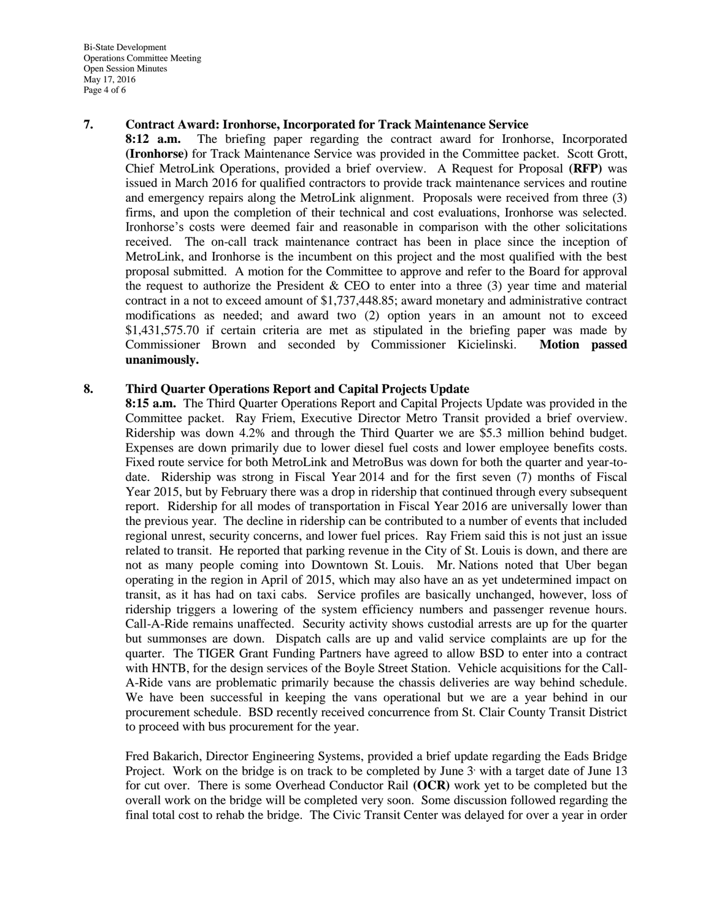**7. Contract Award: Ironhorse, Incorporated for Track Maintenance Service**

**8:12 a.m.** The briefing paper regarding the contract award for Ironhorse, Incorporated **(Ironhorse)** for Track Maintenance Service was provided in the Committee packet. Scott Grott, Chief MetroLink Operations, provided a brief overview. A Request for Proposal **(RFP)** was issued in March 2016 for qualified contractors to provide track maintenance services and routine and emergency repairs along the MetroLink alignment. Proposals were received from three (3) firms, and upon the completion of their technical and cost evaluations, Ironhorse was selected. Ironhorse's costs were deemed fair and reasonable in comparison with the other solicitations received. The on-call track maintenance contract has been in place since the inception of MetroLink, and Ironhorse is the incumbent on this project and the most qualified with the best proposal submitted. A motion for the Committee to approve and refer to the Board for approval the request to authorize the President & CEO to enter into a three (3) year time and material contract in a not to exceed amount of $1,737,448.85; award monetary and administrative contract modifications as needed; and award two (2) option years in an amount not to exceed $1,431,575.70 if certain criteria are met as stipulated in the briefing paper was made by Commissioner Brown and seconded by Commissioner Kicielinski. **Motion passed unanimously.**

**8. Third Quarter Operations Report and Capital Projects Update**

**8:15 a.m.** The Third Quarter Operations Report and Capital Projects Update was provided in the Committee packet. Ray Friem, Executive Director Metro Transit provided a brief overview. Ridership was down 4.2% and through the Third Quarter we are $5.3 million behind budget. Expenses are down primarily due to lower diesel fuel costs and lower employee benefits costs. Fixed route service for both MetroLink and MetroBus was down for both the quarter and year-to-date. Ridership was strong in Fiscal Year 2014 and for the first seven (7) months of Fiscal Year 2015, but by February there was a drop in ridership that continued through every subsequent report. Ridership for all modes of transportation in Fiscal Year 2016 are universally lower than the previous year. The decline in ridership can be contributed to a number of events that included regional unrest, security concerns, and lower fuel prices. Ray Friem said this is not just an issue related to transit. He reported that parking revenue in the City of St. Louis is down, and there are not as many people coming into Downtown St. Louis. Mr. Nations noted that Uber began operating in the region in April of 2015, which may also have an as yet undetermined impact on transit, as it has had on taxi cabs. Service profiles are basically unchanged, however, loss of ridership triggers a lowering of the system efficiency numbers and passenger revenue hours. Call-A-Ride remains unaffected. Security activity shows custodial arrests are up for the quarter but summonses are down. Dispatch calls are up and valid service complaints are up for the quarter. The TIGER Grant Funding Partners have agreed to allow BSD to enter into a contract with HNTB, for the design services of the Boyle Street Station. Vehicle acquisitions for the Call-A-Ride vans are problematic primarily because the chassis deliveries are way behind schedule. We have been successful in keeping the vans operational but we are a year behind in our procurement schedule. BSD recently received concurrence from St. Clair County Transit District to proceed with bus procurement for the year.

Fred Bakarich, Director Engineering Systems, provided a brief update regarding the Eads Bridge Project. Work on the bridge is on track to be completed by June 3, with a target date of June 13 for cut over. There is some Overhead Conductor Rail **(OCR)** work yet to be completed but the overall work on the bridge will be completed very soon. Some discussion followed regarding the final total cost to rehab the bridge. The Civic Transit Center was delayed for over a year in order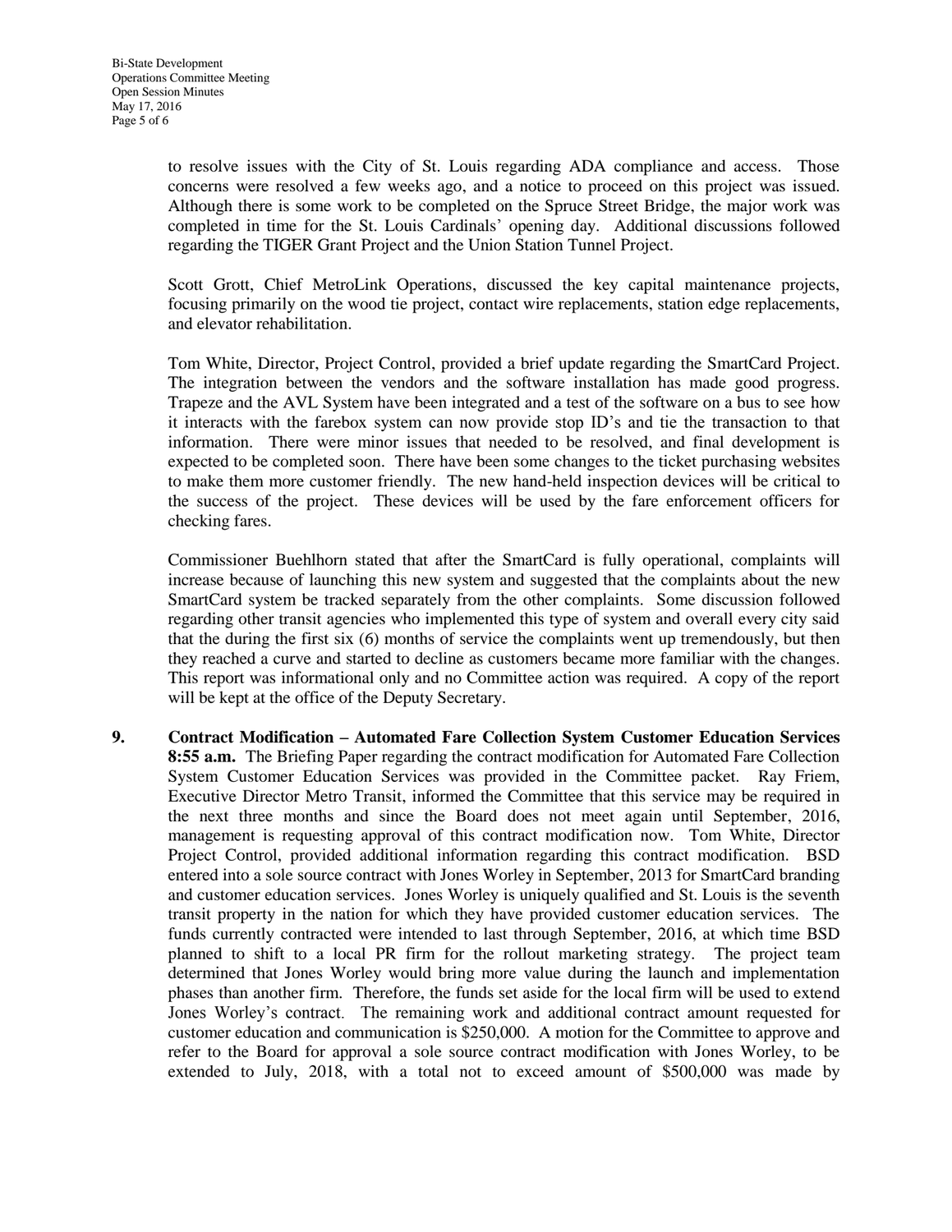to resolve issues with the City of St. Louis regarding ADA compliance and access. Those concerns were resolved a few weeks ago, and a notice to proceed on this project was issued. Although there is some work to be completed on the Spruce Street Bridge, the major work was completed in time for the St. Louis Cardinals' opening day. Additional discussions followed regarding the TIGER Grant Project and the Union Station Tunnel Project.

Scott Grott, Chief MetroLink Operations, discussed the key capital maintenance projects, focusing primarily on the wood tie project, contact wire replacements, station edge replacements, and elevator rehabilitation.

Tom White, Director, Project Control, provided a brief update regarding the SmartCard Project. The integration between the vendors and the software installation has made good progress. Trapeze and the AVL System have been integrated and a test of the software on a bus to see how it interacts with the farebox system can now provide stop ID's and tie the transaction to that information. There were minor issues that needed to be resolved, and final development is expected to be completed soon. There have been some changes to the ticket purchasing websites to make them more customer friendly. The new hand-held inspection devices will be critical to the success of the project. These devices will be used by the fare enforcement officers for checking fares.

Commissioner Buehlhorn stated that after the SmartCard is fully operational, complaints will increase because of launching this new system and suggested that the complaints about the new SmartCard system be tracked separately from the other complaints. Some discussion followed regarding other transit agencies who implemented this type of system and overall every city said that the during the first six (6) months of service the complaints went up tremendously, but then they reached a curve and started to decline as customers became more familiar with the changes. This report was informational only and no Committee action was required. A copy of the report will be kept at the office of the Deputy Secretary.

9. **Contract Modification – Automated Fare Collection System Customer Education Services 8:55 a.m.** The Briefing Paper regarding the contract modification for Automated Fare Collection System Customer Education Services was provided in the Committee packet. Ray Friem, Executive Director Metro Transit, informed the Committee that this service may be required in the next three months and since the Board does not meet again until September, 2016, management is requesting approval of this contract modification now. Tom White, Director Project Control, provided additional information regarding this contract modification. BSD entered into a sole source contract with Jones Worley in September, 2013 for SmartCard branding and customer education services. Jones Worley is uniquely qualified and St. Louis is the seventh transit property in the nation for which they have provided customer education services. The funds currently contracted were intended to last through September, 2016, at which time BSD planned to shift to a local PR firm for the rollout marketing strategy. The project team determined that Jones Worley would bring more value during the launch and implementation phases than another firm. Therefore, the funds set aside for the local firm will be used to extend Jones Worley's contract. The remaining work and additional contract amount requested for customer education and communication is $250,000. A motion for the Committee to approve and refer to the Board for approval a sole source contract modification with Jones Worley, to be extended to July, 2018, with a total not to exceed amount of $500,000 was made by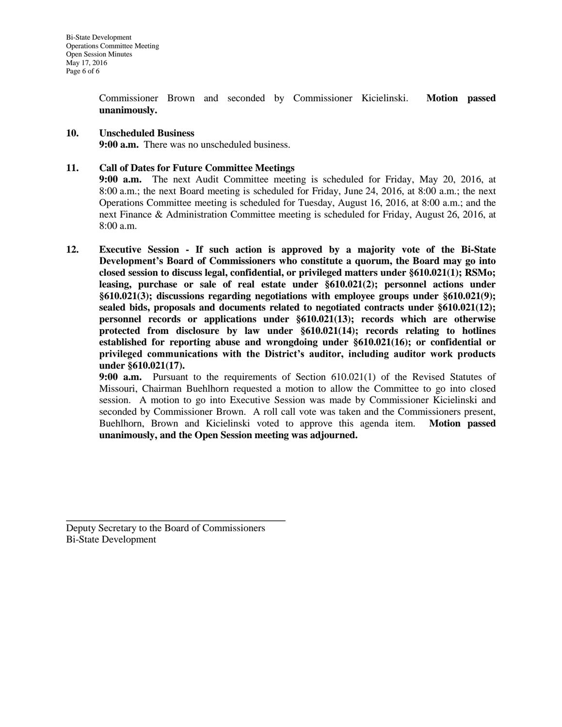Commissioner Brown and seconded by Commissioner Kicielinski. **Motion passed unanimously.**

**10. Unscheduled Business**

**9:00 a.m.** There was no unscheduled business.

**11. Call of Dates for Future Committee Meetings**

**9:00 a.m.** The next Audit Committee meeting is scheduled for Friday, May 20, 2016, at 8:00 a.m.; the next Board meeting is scheduled for Friday, June 24, 2016, at 8:00 a.m.; the next Operations Committee meeting is scheduled for Tuesday, August 16, 2016, at 8:00 a.m.; and the next Finance & Administration Committee meeting is scheduled for Friday, August 26, 2016, at 8:00 a.m.

**12. Executive Session - If such action is approved by a majority vote of the Bi-State Development's Board of Commissioners who constitute a quorum, the Board may go into closed session to discuss legal, confidential, or privileged matters under §610.021(1); RSMo; leasing, purchase or sale of real estate under §610.021(2); personnel actions under §610.021(3); discussions regarding negotiations with employee groups under §610.021(9); sealed bids, proposals and documents related to negotiated contracts under §610.021(12); personnel records or applications under §610.021(13); records which are otherwise protected from disclosure by law under §610.021(14); records relating to hotlines established for reporting abuse and wrongdoing under §610.021(16); or confidential or privileged communications with the District's auditor, including auditor work products under §610.021(17).**

**9:00 a.m.** Pursuant to the requirements of Section 610.021(1) of the Revised Statutes of Missouri, Chairman Buehlhorn requested a motion to allow the Committee to go into closed session. A motion to go into Executive Session was made by Commissioner Kicielinski and seconded by Commissioner Brown. A roll call vote was taken and the Commissioners present, Buehlhorn, Brown and Kicielinski voted to approve this agenda item. **Motion passed unanimously, and the Open Session meeting was adjourned.**

\_\_\_\_\_\_\_\_\_\_\_\_\_\_\_\_\_\_\_\_\_\_\_\_\_\_\_\_\_\_\_\_\_\_\_\_\_\_\_\_

Deputy Secretary to the Board of Commissioners
Bi-State Development